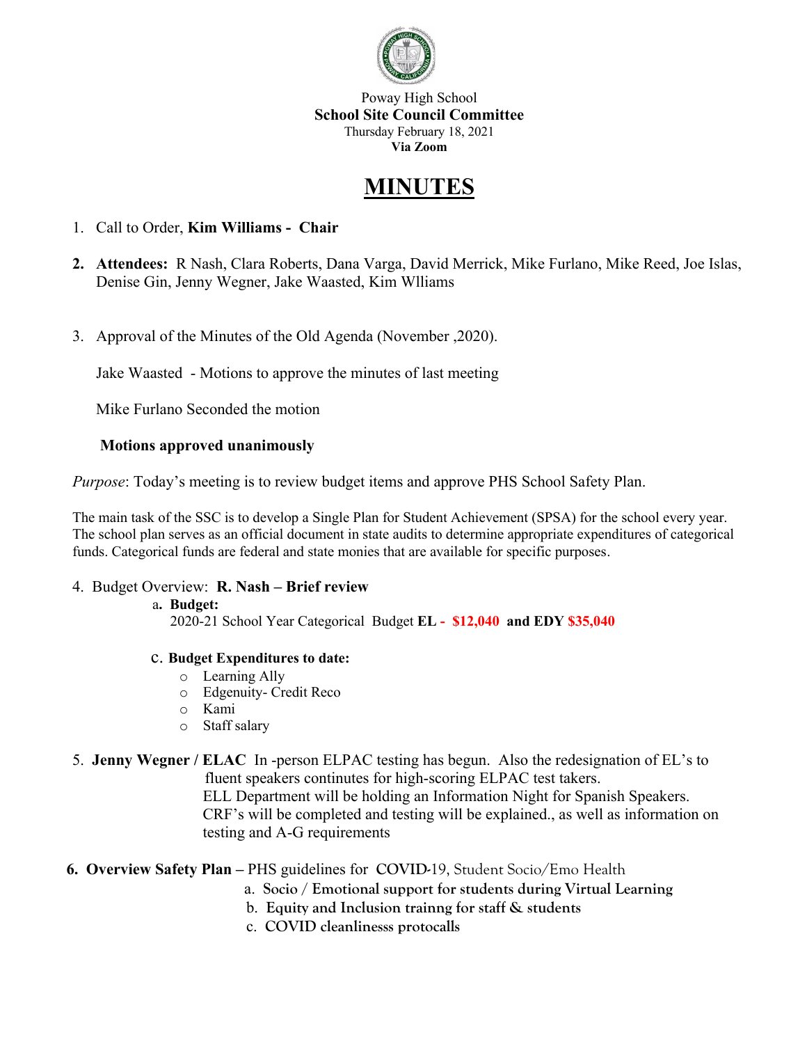Poway High School
**School Site Council Committee**
Thursday February 18, 2021
**Via Zoom**

# MINUTES

1. Call to Order, **Kim Williams - Chair**

2. **Attendees:** R Nash, Clara Roberts, Dana Varga, David Merrick, Mike Furlano, Mike Reed, Joe Islas, Denise Gin, Jenny Wegner, Jake Waasted, Kim Wlliams

3. Approval of the Minutes of the Old Agenda (November ,2020).

   Jake Waasted - Motions to approve the minutes of last meeting

   Mike Furlano Seconded the motion

   **Motions approved unanimously**

*Purpose*: Today's meeting is to review budget items and approve PHS School Safety Plan.

The main task of the SSC is to develop a Single Plan for Student Achievement (SPSA) for the school every year. The school plan serves as an official document in state audits to determine appropriate expenditures of categorical funds. Categorical funds are federal and state monies that are available for specific purposes.

4. Budget Overview: **R. Nash – Brief review**
   a. **Budget:**
      2020-21 School Year Categorical Budget **EL - $12,040 and EDY $35,040**

   c. **Budget Expenditures to date:**
      - Learning Ally
      - Edgenuity- Credit Reco
      - Kami
      - Staff salary

5. **Jenny Wegner / ELAC** In -person ELPAC testing has begun. Also the redesignation of EL's to fluent speakers continutes for high-scoring ELPAC test takers.
   ELL Department will be holding an Information Night for Spanish Speakers. CRF's will be completed and testing will be explained., as well as information on testing and A-G requirements

6. **Overview Safety Plan –** PHS guidelines for **COVID**-19, Student Socio/Emo Health
   a. Socio / Emotional support for students during Virtual Learning
   b. Equity and Inclusion trainng for staff & students
   c. COVID cleanlinesss protocalls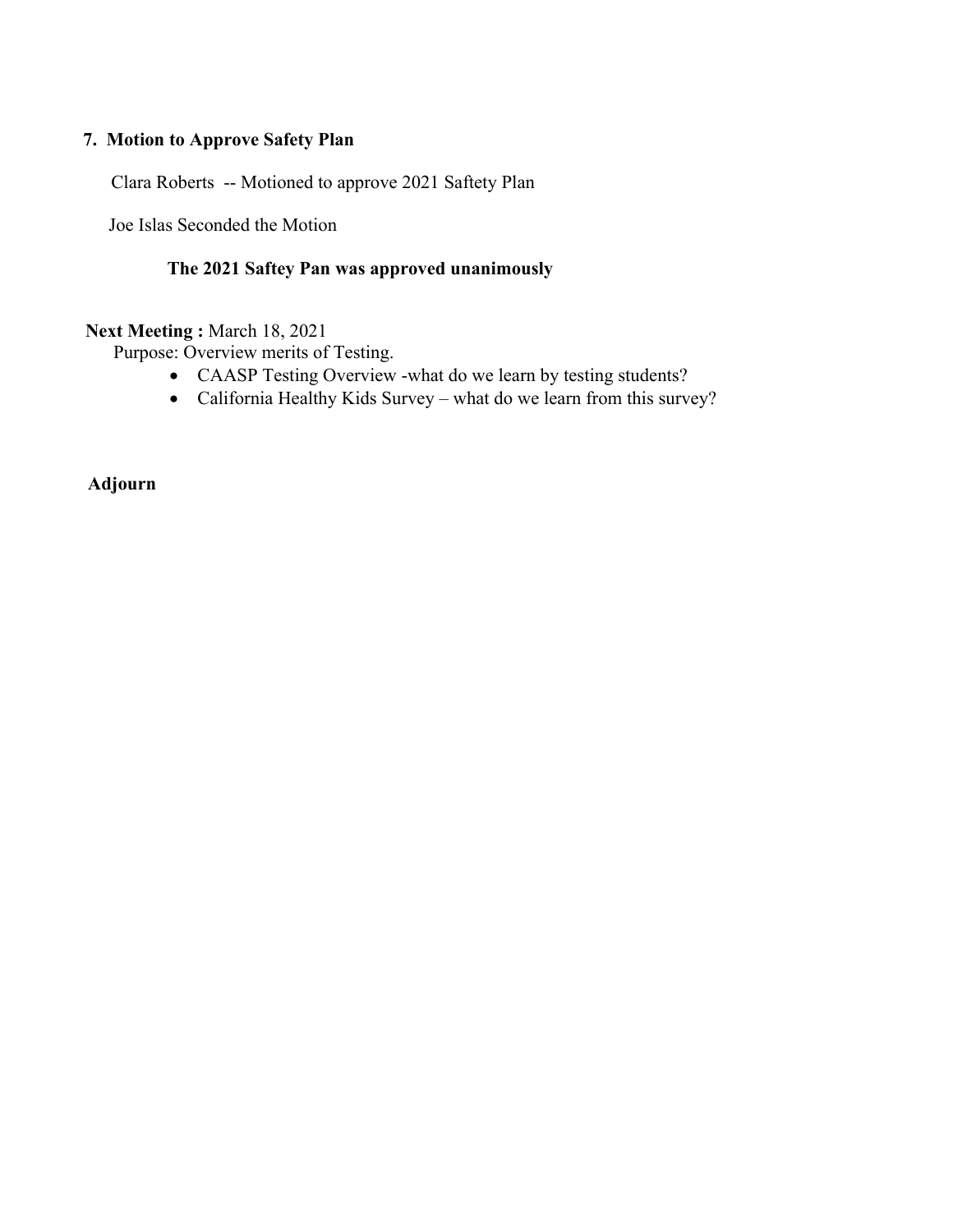**7. Motion to Approve Safety Plan**

Clara Roberts -- Motioned to approve 2021 Saftety Plan

Joe Islas Seconded the Motion

**The 2021 Saftey Pan was approved unanimously**

**Next Meeting :** March 18, 2021

Purpose: Overview merits of Testing.

- CAASP Testing Overview -what do we learn by testing students?
- California Healthy Kids Survey – what do we learn from this survey?

**Adjourn**